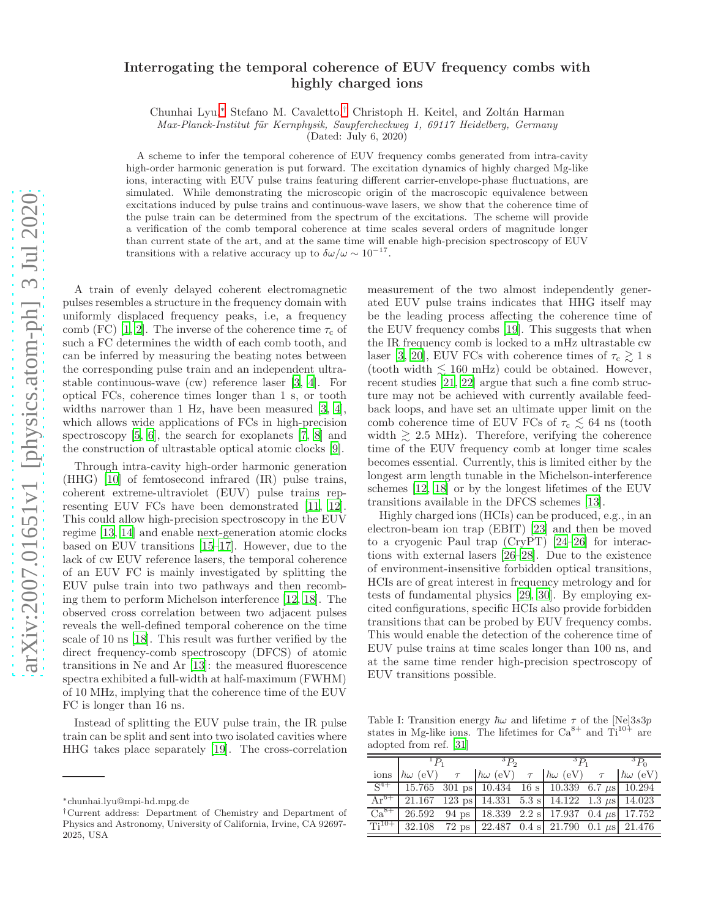# Interrogating the temporal coherence of EUV frequency combs with highly charged ions

Chunhai Lyu,* Stefano M. Cavaletto,† Christoph H. Keitel, and Zoltán Harman

*Max-Planck-Institut für Kernphysik, Saupfercheckweg 1, 69117 Heidelberg, Germany*

(Dated: July 6, 2020)

A scheme to infer the temporal coherence of EUV frequency combs generated from intra-cavity high-order harmonic generation is put forward. The excitation dynamics of highly charged Mg-like ions, interacting with EUV pulse trains featuring different carrier-envelope-phase fluctuations, are simulated. While demonstrating the microscopic origin of the macroscopic equivalence between excitations induced by pulse trains and continuous-wave lasers, we show that the coherence time of the pulse train can be determined from the spectrum of the excitations. The scheme will provide a verification of the comb temporal coherence at time scales several orders of magnitude longer than current state of the art, and at the same time will enable high-precision spectroscopy of EUV transitions with a relative accuracy up to $\delta\omega/\omega \sim 10^{-17}$.

A train of evenly delayed coherent electromagnetic pulses resembles a structure in the frequency domain with uniformly displaced frequency peaks, i.e, a frequency comb (FC) [1, 2]. The inverse of the coherence time $\tau_c$ of such a FC determines the width of each comb tooth, and can be inferred by measuring the beating notes between the corresponding pulse train and an independent ultrastable continuous-wave (cw) reference laser [3, 4]. For optical FCs, coherence times longer than 1 s, or tooth widths narrower than 1 Hz, have been measured [3, 4], which allows wide applications of FCs in high-precision spectroscopy [5, 6], the search for exoplanets [7, 8] and the construction of ultrastable optical atomic clocks [9].

Through intra-cavity high-order harmonic generation (HHG) [10] of femtosecond infrared (IR) pulse trains, coherent extreme-ultraviolet (EUV) pulse trains representing EUV FCs have been demonstrated [11, 12]. This could allow high-precision spectroscopy in the EUV regime [13, 14] and enable next-generation atomic clocks based on EUV transitions [15–17]. However, due to the lack of cw EUV reference lasers, the temporal coherence of an EUV FC is mainly investigated by splitting the EUV pulse train into two pathways and then recombing them to perform Michelson interference [12, 18]. The observed cross correlation between two adjacent pulses reveals the well-defined temporal coherence on the time scale of 10 ns [18]. This result was further verified by the direct frequency-comb spectroscopy (DFCS) of atomic transitions in Ne and Ar [13]: the measured fluorescence spectra exhibited a full-width at half-maximum (FWHM) of 10 MHz, implying that the coherence time of the EUV FC is longer than 16 ns.

Instead of splitting the EUV pulse train, the IR pulse train can be split and sent into two isolated cavities where HHG takes place separately [19]. The cross-correlation measurement of the two almost independently generated EUV pulse trains indicates that HHG itself may be the leading process affecting the coherence time of the EUV frequency combs [19]. This suggests that when the IR frequency comb is locked to a mHz ultrastable cw laser [3, 20], EUV FCs with coherence times of $\tau_c \gtrsim 1$ s (tooth width $\lesssim 160$ mHz) could be obtained. However, recent studies [21, 22] argue that such a fine comb structure may not be achieved with currently available feedback loops, and have set an ultimate upper limit on the comb coherence time of EUV FCs of $\tau_c \lesssim 64$ ns (tooth width $\gtrsim 2.5$ MHz). Therefore, verifying the coherence time of the EUV frequency comb at longer time scales becomes essential. Currently, this is limited either by the longest arm length tunable in the Michelson-interference schemes [12, 18] or by the longest lifetimes of the EUV transitions available in the DFCS schemes [13].

Highly charged ions (HCIs) can be produced, e.g., in an electron-beam ion trap (EBIT) [23] and then be moved to a cryogenic Paul trap (CryPT) [24–26] for interactions with external lasers [26–28]. Due to the existence of environment-insensitive forbidden optical transitions, HCIs are of great interest in frequency metrology and for tests of fundamental physics [29, 30]. By employing excited configurations, specific HCIs also provide forbidden transitions that can be probed by EUV frequency combs. This would enable the detection of the coherence time of EUV pulse trains at time scales longer than 100 ns, and at the same time render high-precision spectroscopy of EUV transitions possible.

Table I: Transition energy $\hbar\omega$ and lifetime $\tau$ of the [Ne]$3s3p$ states in Mg-like ions. The lifetimes for $Ca^{8+}$ and $Ti^{10+}$ are adopted from ref. [31]

| | $^1P_1$ | | $^3P_2$ | | $^3P_1$ | | $^3P_0$ |
|---|---|---|---|---|---|---|---|
| ions | $\hbar\omega$ (eV) | $\tau$ | $\hbar\omega$ (eV) | $\tau$ | $\hbar\omega$ (eV) | $\tau$ | $\hbar\omega$ (eV) |
| $S^{4+}$ | 15.765 | 301 ps | 10.434 | 16 s | 10.339 | 6.7 $\mu$s | 10.294 |
| $Ar^{6+}$ | 21.167 | 123 ps | 14.331 | 5.3 s | 14.122 | 1.3 $\mu$s | 14.023 |
| $Ca^{8+}$ | 26.592 | 94 ps | 18.339 | 2.2 s | 17.937 | 0.4 $\mu$s | 17.752 |
| $Ti^{10+}$ | 32.108 | 72 ps | 22.487 | 0.4 s | 21.790 | 0.1 $\mu$s | 21.476 |

*chunhai.lyu@mpi-hd.mpg.de

†Current address: Department of Chemistry and Department of Physics and Astronomy, University of California, Irvine, CA 92697-2025, USA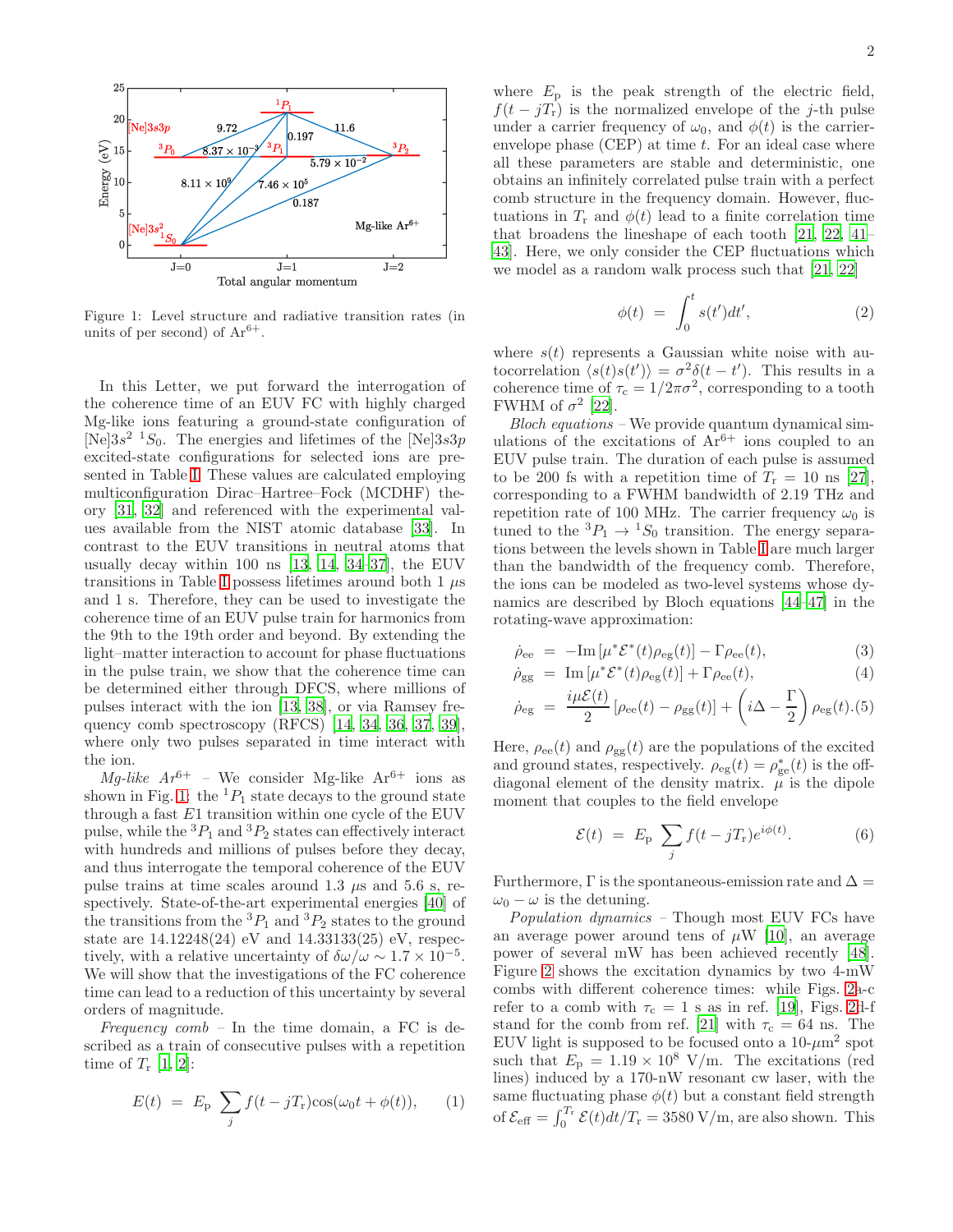Figure 1: Level structure and radiative transition rates (in units of per second) of $Ar^{6+}$.

In this Letter, we put forward the interrogation of the coherence time of an EUV FC with highly charged Mg-like ions featuring a ground-state configuration of $[\mathrm{Ne}]3s^2\ {}^1S_0$. The energies and lifetimes of the $[\mathrm{Ne}]3s3p$ excited-state configurations for selected ions are presented in Table I. These values are calculated employing multiconfiguration Dirac–Hartree–Fock (MCDHF) theory [31, 32] and referenced with the experimental values available from the NIST atomic database [33]. In contrast to the EUV transitions in neutral atoms that usually decay within 100 ns [13, 14, 34–37], the EUV transitions in Table I possess lifetimes around both 1 $\mu$s and 1 s. Therefore, they can be used to investigate the coherence time of an EUV pulse train for harmonics from the 9th to the 19th order and beyond. By extending the light–matter interaction to account for phase fluctuations in the pulse train, we show that the coherence time can be determined either through DFCS, where millions of pulses interact with the ion [13, 38], or via Ramsey frequency comb spectroscopy (RFCS) [14, 34, 36, 37, 39], where only two pulses separated in time interact with the ion.

*Mg-like $Ar^{6+}$* – We consider Mg-like $Ar^{6+}$ ions as shown in Fig. 1: the ${}^1P_1$ state decays to the ground state through a fast $E1$ transition within one cycle of the EUV pulse, while the ${}^3P_1$ and ${}^3P_2$ states can effectively interact with hundreds and millions of pulses before they decay, and thus interrogate the temporal coherence of the EUV pulse trains at time scales around 1.3 $\mu$s and 5.6 s, respectively. State-of-the-art experimental energies [40] of the transitions from the ${}^3P_1$ and ${}^3P_2$ states to the ground state are 14.12248(24) eV and 14.33133(25) eV, respectively, with a relative uncertainty of $\delta\omega/\omega \sim 1.7\times10^{-5}$. We will show that the investigations of the FC coherence time can lead to a reduction of this uncertainty by several orders of magnitude.

*Frequency comb* – In the time domain, a FC is described as a train of consecutive pulses with a repetition time of $T_\mathrm{r}$ [1, 2]:

$$E(t) = E_\mathrm{p}\sum_j f(t-jT_\mathrm{r})\cos(\omega_0 t+\phi(t)), \quad (1)$$

where $E_\mathrm{p}$ is the peak strength of the electric field, $f(t-jT_\mathrm{r})$ is the normalized envelope of the $j$-th pulse under a carrier frequency of $\omega_0$, and $\phi(t)$ is the carrier-envelope phase (CEP) at time $t$. For an ideal case where all these parameters are stable and deterministic, one obtains an infinitely correlated pulse train with a perfect comb structure in the frequency domain. However, fluctuations in $T_\mathrm{r}$ and $\phi(t)$ lead to a finite correlation time that broadens the lineshape of each tooth [21, 22, 41–43]. Here, we only consider the CEP fluctuations which we model as a random walk process such that [21, 22]

$$\phi(t) = \int_0^t s(t')dt', \quad (2)$$

where $s(t)$ represents a Gaussian white noise with autocorrelation $\langle s(t)s(t')\rangle = \sigma^2\delta(t-t')$. This results in a coherence time of $\tau_\mathrm{c} = 1/2\pi\sigma^2$, corresponding to a tooth FWHM of $\sigma^2$ [22].

*Bloch equations* – We provide quantum dynamical simulations of the excitations of $Ar^{6+}$ ions coupled to an EUV pulse train. The duration of each pulse is assumed to be 200 fs with a repetition time of $T_\mathrm{r} = 10$ ns [27], corresponding to a FWHM bandwidth of 2.19 THz and repetition rate of 100 MHz. The carrier frequency $\omega_0$ is tuned to the ${}^3P_1 \to {}^1S_0$ transition. The energy separations between the levels shown in Table I are much larger than the bandwidth of the frequency comb. Therefore, the ions can be modeled as two-level systems whose dynamics are described by Bloch equations [44–47] in the rotating-wave approximation:

$$\dot\rho_\mathrm{ee} = -\mathrm{Im}\left[\mu^*\mathcal{E}^*(t)\rho_\mathrm{eg}(t)\right] - \Gamma\rho_\mathrm{ee}(t), \quad (3)$$

$$\dot\rho_\mathrm{gg} = \mathrm{Im}\left[\mu^*\mathcal{E}^*(t)\rho_\mathrm{eg}(t)\right] + \Gamma\rho_\mathrm{ee}(t), \quad (4)$$

$$\dot\rho_\mathrm{eg} = \frac{i\mu\mathcal{E}(t)}{2}\left[\rho_\mathrm{ee}(t)-\rho_\mathrm{gg}(t)\right] + \left(i\Delta - \frac{\Gamma}{2}\right)\rho_\mathrm{eg}(t). \quad (5)$$

Here, $\rho_\mathrm{ee}(t)$ and $\rho_\mathrm{gg}(t)$ are the populations of the excited and ground states, respectively. $\rho_\mathrm{eg}(t) = \rho^*_\mathrm{ge}(t)$ is the off-diagonal element of the density matrix. $\mu$ is the dipole moment that couples to the field envelope

$$\mathcal{E}(t) = E_\mathrm{p}\sum_j f(t-jT_\mathrm{r})e^{i\phi(t)}. \quad (6)$$

Furthermore, $\Gamma$ is the spontaneous-emission rate and $\Delta = \omega_0 - \omega$ is the detuning.

*Population dynamics* – Though most EUV FCs have an average power around tens of $\mu$W [10], an average power of several mW has been achieved recently [48]. Figure 2 shows the excitation dynamics by two 4-mW combs with different coherence times: while Figs. 2a-c refer to a comb with $\tau_\mathrm{c} = 1$ s as in ref. [19], Figs. 2d-f stand for the comb from ref. [21] with $\tau_\mathrm{c} = 64$ ns. The EUV light is supposed to be focused onto a 10-$\mu$m$^2$ spot such that $E_\mathrm{p} = 1.19\times10^8$ V/m. The excitations (red lines) induced by a 170-nW resonant cw laser, with the same fluctuating phase $\phi(t)$ but a constant field strength of $\mathcal{E}_\mathrm{eff} = \int_0^{T_\mathrm{r}}\mathcal{E}(t)dt/T_\mathrm{r} = 3580$ V/m, are also shown. This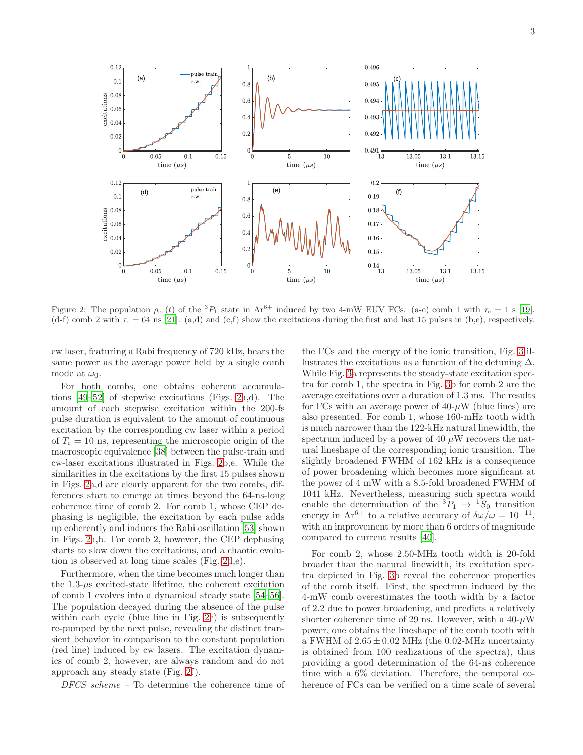Figure 2: The population $\rho_{ee}(t)$ of the $^3P_1$ state in Ar$^{6+}$ induced by two 4-mW EUV FCs. (a-c) comb 1 with $\tau_c = 1$ s [19]. (d-f) comb 2 with $\tau_c = 64$ ns [21]. (a,d) and (c,f) show the excitations during the first and last 15 pulses in (b,e), respectively.

cw laser, featuring a Rabi frequency of 720 kHz, bears the same power as the average power held by a single comb mode at $\omega_0$.

For both combs, one obtains coherent accumulations [49–52] of stepwise excitations (Figs. 2a,d). The amount of each stepwise excitation within the 200-fs pulse duration is equivalent to the amount of continuous excitation by the corresponding cw laser within a period of $T_r = 10$ ns, representing the microscopic origin of the macroscopic equivalence [38] between the pulse-train and cw-laser excitations illustrated in Figs. 2b,e. While the similarities in the excitations by the first 15 pulses shown in Figs. 2a,d are clearly apparent for the two combs, differences start to emerge at times beyond the 64-ns-long coherence time of comb 2. For comb 1, whose CEP dephasing is negligible, the excitation by each pulse adds up coherently and induces the Rabi oscillation [53] shown in Figs. 2a,b. For comb 2, however, the CEP dephasing starts to slow down the excitations, and a chaotic evolution is observed at long time scales (Fig. 2d,e).

Furthermore, when the time becomes much longer than the 1.3-$\mu$s excited-state lifetime, the coherent excitation of comb 1 evolves into a dynamical steady state [54–56]. The population decayed during the absence of the pulse within each cycle (blue line in Fig. 2c) is subsequently re-pumped by the next pulse, revealing the distinct transient behavior in comparison to the constant population (red line) induced by cw lasers. The excitation dynamics of comb 2, however, are always random and do not approach any steady state (Fig. 2f).

*DFCS scheme* – To determine the coherence time of the FCs and the energy of the ionic transition, Fig. 3 illustrates the excitations as a function of the detuning $\Delta$. While Fig. 3a represents the steady-state excitation spectra for comb 1, the spectra in Fig. 3b for comb 2 are the average excitations over a duration of 1.3 ms. The results for FCs with an average power of 40-$\mu$W (blue lines) are also presented. For comb 1, whose 160-mHz tooth width is much narrower than the 122-kHz natural linewidth, the spectrum induced by a power of 40 $\mu$W recovers the natural lineshape of the corresponding ionic transition. The slightly broadened FWHM of 162 kHz is a consequence of power broadening which becomes more significant at the power of 4 mW with a 8.5-fold broadened FWHM of 1041 kHz. Nevertheless, measuring such spectra would enable the determination of the $^3P_1 \rightarrow {}^1S_0$ transition energy in Ar$^{6+}$ to a relative accuracy of $\delta\omega/\omega = 10^{-11}$, with an improvement by more than 6 orders of magnitude compared to current results [40].

For comb 2, whose 2.50-MHz tooth width is 20-fold broader than the natural linewidth, its excitation spectra depicted in Fig. 3b reveal the coherence properties of the comb itself. First, the spectrum induced by the 4-mW comb overestimates the tooth width by a factor of 2.2 due to power broadening, and predicts a relatively shorter coherence time of 29 ns. However, with a 40-$\mu$W power, one obtains the lineshape of the comb tooth with a FWHM of $2.65 \pm 0.02$ MHz (the 0.02-MHz uncertainty is obtained from 100 realizations of the spectra), thus providing a good determination of the 64-ns coherence time with a 6% deviation. Therefore, the temporal coherence of FCs can be verified on a time scale of several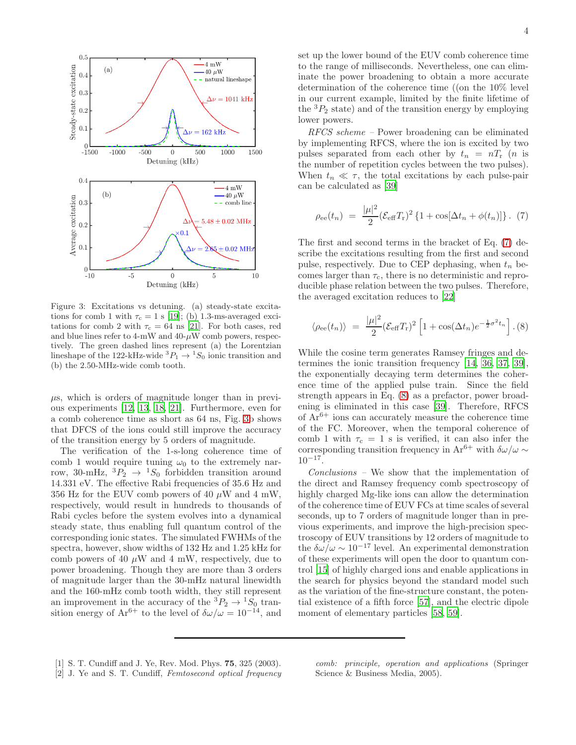Figure 3: Excitations vs detuning. (a) steady-state excitations for comb 1 with $\tau_c = 1$ s [19]; (b) 1.3-ms-averaged excitations for comb 2 with $\tau_c = 64$ ns [21]. For both cases, red and blue lines refer to 4-mW and 40-$\mu$W comb powers, respectively. The green dashed lines represent (a) the Lorentzian lineshape of the 122-kHz-wide ${}^3P_1 \to {}^1S_0$ ionic transition and (b) the 2.50-MHz-wide comb tooth.

$\mu$s, which is orders of magnitude longer than in previous experiments [12, 13, 18, 21]. Furthermore, even for a comb coherence time as short as 64 ns, Fig. 3b shows that DFCS of the ions could still improve the accuracy of the transition energy by 5 orders of magnitude.

The verification of the 1-s-long coherence time of comb 1 would require tuning $\omega_0$ to the extremely narrow, 30-mHz, ${}^3P_2 \to {}^1S_0$ forbidden transition around 14.331 eV. The effective Rabi frequencies of 35.6 Hz and 356 Hz for the EUV comb powers of 40 $\mu$W and 4 mW, respectively, would result in hundreds to thousands of Rabi cycles before the system evolves into a dynamical steady state, thus enabling full quantum control of the corresponding ionic states. The simulated FWHMs of the spectra, however, show widths of 132 Hz and 1.25 kHz for comb powers of 40 $\mu$W and 4 mW, respectively, due to power broadening. Though they are more than 3 orders of magnitude larger than the 30-mHz natural linewidth and the 160-mHz comb tooth width, they still represent an improvement in the accuracy of the ${}^3P_2 \to {}^1S_0$ transition energy of $Ar^{6+}$ to the level of $\delta\omega/\omega = 10^{-14}$, and set up the lower bound of the EUV comb coherence time to the range of milliseconds. Nevertheless, one can eliminate the power broadening to obtain a more accurate determination of the coherence time ((on the 10% level in our current example, limited by the finite lifetime of the ${}^3P_2$ state) and of the transition energy by employing lower powers.

*RFCS scheme* – Power broadening can be eliminated by implementing RFCS, where the ion is excited by two pulses separated from each other by $t_n = nT_r$ ($n$ is the number of repetition cycles between the two pulses). When $t_n \ll \tau$, the total excitations by each pulse-pair can be calculated as [39]

$$\rho_{ee}(t_n) = \frac{|\mu|^2}{2}(\mathcal{E}_{\text{eff}}T_r)^2 \left\{1 + \cos[\Delta t_n + \phi(t_n)]\right\}. \quad (7)$$

The first and second terms in the bracket of Eq. (7) describe the excitations resulting from the first and second pulse, respectively. Due to CEP dephasing, when $t_n$ becomes larger than $\tau_c$, there is no deterministic and reproducible phase relation between the two pulses. Therefore, the averaged excitation reduces to [22]

$$\langle\rho_{ee}(t_n)\rangle = \frac{|\mu|^2}{2}(\mathcal{E}_{\text{eff}}T_r)^2 \left[1 + \cos(\Delta t_n)e^{-\frac{1}{2}\sigma^2 t_n}\right]. \quad (8)$$

While the cosine term generates Ramsey fringes and determines the ionic transition frequency [14, 36, 37, 39], the exponentially decaying term determines the coherence time of the applied pulse train. Since the field strength appears in Eq. (8) as a prefactor, power broadening is eliminated in this case [39]. Therefore, RFCS of $Ar^{6+}$ ions can accurately measure the coherence time of the FC. Moreover, when the temporal coherence of comb 1 with $\tau_c = 1$ s is verified, it can also infer the corresponding transition frequency in $Ar^{6+}$ with $\delta\omega/\omega \sim 10^{-17}$.

*Conclusions* – We show that the implementation of the direct and Ramsey frequency comb spectroscopy of highly charged Mg-like ions can allow the determination of the coherence time of EUV FCs at time scales of several seconds, up to 7 orders of magnitude longer than in previous experiments, and improve the high-precision spectroscopy of EUV transitions by 12 orders of magnitude to the $\delta\omega/\omega \sim 10^{-17}$ level. An experimental demonstration of these experiments will open the door to quantum control [15] of highly charged ions and enable applications in the search for physics beyond the standard model such as the variation of the fine-structure constant, the potential existence of a fifth force [57], and the electric dipole moment of elementary particles [58, 59].

---

[1] S. T. Cundiff and J. Ye, Rev. Mod. Phys. **75**, 325 (2003).

[2] J. Ye and S. T. Cundiff, *Femtosecond optical frequency comb: principle, operation and applications* (Springer Science & Business Media, 2005).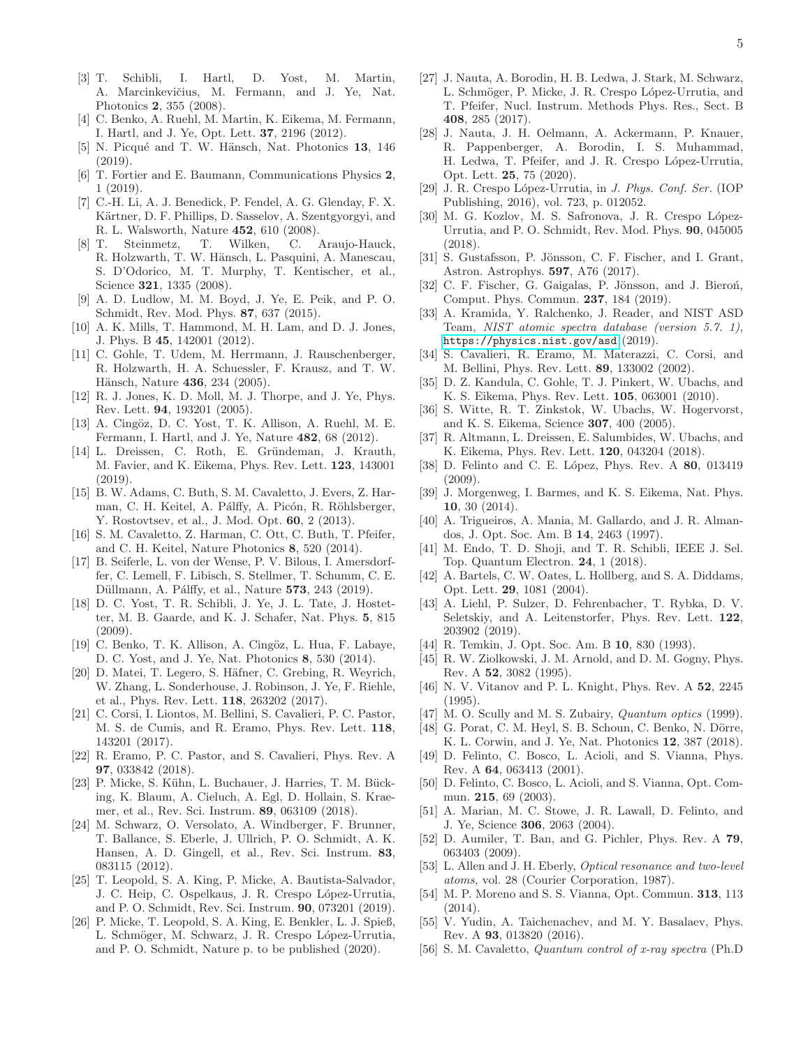[3] T. Schibli, I. Hartl, D. Yost, M. Martin, A. Marcinkevičius, M. Fermann, and J. Ye, Nat. Photonics **2**, 355 (2008).

[4] C. Benko, A. Ruehl, M. Martin, K. Eikema, M. Fermann, I. Hartl, and J. Ye, Opt. Lett. **37**, 2196 (2012).

[5] N. Picqué and T. W. Hänsch, Nat. Photonics **13**, 146 (2019).

[6] T. Fortier and E. Baumann, Communications Physics **2**, 1 (2019).

[7] C.-H. Li, A. J. Benedick, P. Fendel, A. G. Glenday, F. X. Kärtner, D. F. Phillips, D. Sasselov, A. Szentgyorgyi, and R. L. Walsworth, Nature **452**, 610 (2008).

[8] T. Steinmetz, T. Wilken, C. Araujo-Hauck, R. Holzwarth, T. W. Hänsch, L. Pasquini, A. Manescau, S. D'Odorico, M. T. Murphy, T. Kentischer, et al., Science **321**, 1335 (2008).

[9] A. D. Ludlow, M. M. Boyd, J. Ye, E. Peik, and P. O. Schmidt, Rev. Mod. Phys. **87**, 637 (2015).

[10] A. K. Mills, T. Hammond, M. H. Lam, and D. J. Jones, J. Phys. B **45**, 142001 (2012).

[11] C. Gohle, T. Udem, M. Herrmann, J. Rauschenberger, R. Holzwarth, H. A. Schuessler, F. Krausz, and T. W. Hänsch, Nature **436**, 234 (2005).

[12] R. J. Jones, K. D. Moll, M. J. Thorpe, and J. Ye, Phys. Rev. Lett. **94**, 193201 (2005).

[13] A. Cingöz, D. C. Yost, T. K. Allison, A. Ruehl, M. E. Fermann, I. Hartl, and J. Ye, Nature **482**, 68 (2012).

[14] L. Dreissen, C. Roth, E. Gründeman, J. Krauth, M. Favier, and K. Eikema, Phys. Rev. Lett. **123**, 143001 (2019).

[15] B. W. Adams, C. Buth, S. M. Cavaletto, J. Evers, Z. Harman, C. H. Keitel, A. Pálffy, A. Picón, R. Röhlsberger, Y. Rostovtsev, et al., J. Mod. Opt. **60**, 2 (2013).

[16] S. M. Cavaletto, Z. Harman, C. Ott, C. Buth, T. Pfeifer, and C. H. Keitel, Nature Photonics **8**, 520 (2014).

[17] B. Seiferle, L. von der Wense, P. V. Bilous, I. Amersdorffer, C. Lemell, F. Libisch, S. Stellmer, T. Schumm, C. E. Düllmann, A. Pálffy, et al., Nature **573**, 243 (2019).

[18] D. C. Yost, T. R. Schibli, J. Ye, J. L. Tate, J. Hostetter, M. B. Gaarde, and K. J. Schafer, Nat. Phys. **5**, 815 (2009).

[19] C. Benko, T. K. Allison, A. Cingöz, L. Hua, F. Labaye, D. C. Yost, and J. Ye, Nat. Photonics **8**, 530 (2014).

[20] D. Matei, T. Legero, S. Häfner, C. Grebing, R. Weyrich, W. Zhang, L. Sonderhouse, J. Robinson, J. Ye, F. Riehle, et al., Phys. Rev. Lett. **118**, 263202 (2017).

[21] C. Corsi, I. Liontos, M. Bellini, S. Cavalieri, P. C. Pastor, M. S. de Cumis, and R. Eramo, Phys. Rev. Lett. **118**, 143201 (2017).

[22] R. Eramo, P. C. Pastor, and S. Cavalieri, Phys. Rev. A **97**, 033842 (2018).

[23] P. Micke, S. Kühn, L. Buchauer, J. Harries, T. M. Bücking, K. Blaum, A. Cieluch, A. Egl, D. Hollain, S. Kraemer, et al., Rev. Sci. Instrum. **89**, 063109 (2018).

[24] M. Schwarz, O. Versolato, A. Windberger, F. Brunner, T. Ballance, S. Eberle, J. Ullrich, P. O. Schmidt, A. K. Hansen, A. D. Gingell, et al., Rev. Sci. Instrum. **83**, 083115 (2012).

[25] T. Leopold, S. A. King, P. Micke, A. Bautista-Salvador, J. C. Heip, C. Ospelkaus, J. R. Crespo López-Urrutia, and P. O. Schmidt, Rev. Sci. Instrum. **90**, 073201 (2019).

[26] P. Micke, T. Leopold, S. A. King, E. Benkler, L. J. Spieß, L. Schmöger, M. Schwarz, J. R. Crespo López-Urrutia, and P. O. Schmidt, Nature p. to be published (2020).

[27] J. Nauta, A. Borodin, H. B. Ledwa, J. Stark, M. Schwarz, L. Schmöger, P. Micke, J. R. Crespo López-Urrutia, and T. Pfeifer, Nucl. Instrum. Methods Phys. Res., Sect. B **408**, 285 (2017).

[28] J. Nauta, J. H. Oelmann, A. Ackermann, P. Knauer, R. Pappenberger, A. Borodin, I. S. Muhammad, H. Ledwa, T. Pfeifer, and J. R. Crespo López-Urrutia, Opt. Lett. **25**, 75 (2020).

[29] J. R. Crespo López-Urrutia, in *J. Phys. Conf. Ser.* (IOP Publishing, 2016), vol. 723, p. 012052.

[30] M. G. Kozlov, M. S. Safronova, J. R. Crespo López-Urrutia, and P. O. Schmidt, Rev. Mod. Phys. **90**, 045005 (2018).

[31] S. Gustafsson, P. Jönsson, C. F. Fischer, and I. Grant, Astron. Astrophys. **597**, A76 (2017).

[32] C. F. Fischer, G. Gaigalas, P. Jönsson, and J. Bieroń, Comput. Phys. Commun. **237**, 184 (2019).

[33] A. Kramida, Y. Ralchenko, J. Reader, and NIST ASD Team, *NIST atomic spectra database (version 5.7. 1)*, https://physics.nist.gov/asd (2019).

[34] S. Cavalieri, R. Eramo, M. Materazzi, C. Corsi, and M. Bellini, Phys. Rev. Lett. **89**, 133002 (2002).

[35] D. Z. Kandula, C. Gohle, T. J. Pinkert, W. Ubachs, and K. S. Eikema, Phys. Rev. Lett. **105**, 063001 (2010).

[36] S. Witte, R. T. Zinkstok, W. Ubachs, W. Hogervorst, and K. S. Eikema, Science **307**, 400 (2005).

[37] R. Altmann, L. Dreissen, E. Salumbides, W. Ubachs, and K. Eikema, Phys. Rev. Lett. **120**, 043204 (2018).

[38] D. Felinto and C. E. López, Phys. Rev. A **80**, 013419 (2009).

[39] J. Morgenweg, I. Barmes, and K. S. Eikema, Nat. Phys. **10**, 30 (2014).

[40] A. Trigueiros, A. Mania, M. Gallardo, and J. R. Almandos, J. Opt. Soc. Am. B **14**, 2463 (1997).

[41] M. Endo, T. D. Shoji, and T. R. Schibli, IEEE J. Sel. Top. Quantum Electron. **24**, 1 (2018).

[42] A. Bartels, C. W. Oates, L. Hollberg, and S. A. Diddams, Opt. Lett. **29**, 1081 (2004).

[43] A. Liehl, P. Sulzer, D. Fehrenbacher, T. Rybka, D. V. Seletskiy, and A. Leitenstorfer, Phys. Rev. Lett. **122**, 203902 (2019).

[44] R. Temkin, J. Opt. Soc. Am. B **10**, 830 (1993).

[45] R. W. Ziolkowski, J. M. Arnold, and D. M. Gogny, Phys. Rev. A **52**, 3082 (1995).

[46] N. V. Vitanov and P. L. Knight, Phys. Rev. A **52**, 2245 (1995).

[47] M. O. Scully and M. S. Zubairy, *Quantum optics* (1999).

[48] G. Porat, C. M. Heyl, S. B. Schoun, C. Benko, N. Dörre, K. L. Corwin, and J. Ye, Nat. Photonics **12**, 387 (2018).

[49] D. Felinto, C. Bosco, L. Acioli, and S. Vianna, Phys. Rev. A **64**, 063413 (2001).

[50] D. Felinto, C. Bosco, L. Acioli, and S. Vianna, Opt. Commun. **215**, 69 (2003).

[51] A. Marian, M. C. Stowe, J. R. Lawall, D. Felinto, and J. Ye, Science **306**, 2063 (2004).

[52] D. Aumiler, T. Ban, and G. Pichler, Phys. Rev. A **79**, 063403 (2009).

[53] L. Allen and J. H. Eberly, *Optical resonance and two-level atoms*, vol. 28 (Courier Corporation, 1987).

[54] M. P. Moreno and S. S. Vianna, Opt. Commun. **313**, 113 (2014).

[55] V. Yudin, A. Taichenachev, and M. Y. Basalaev, Phys. Rev. A **93**, 013820 (2016).

[56] S. M. Cavaletto, *Quantum control of x-ray spectra* (Ph.D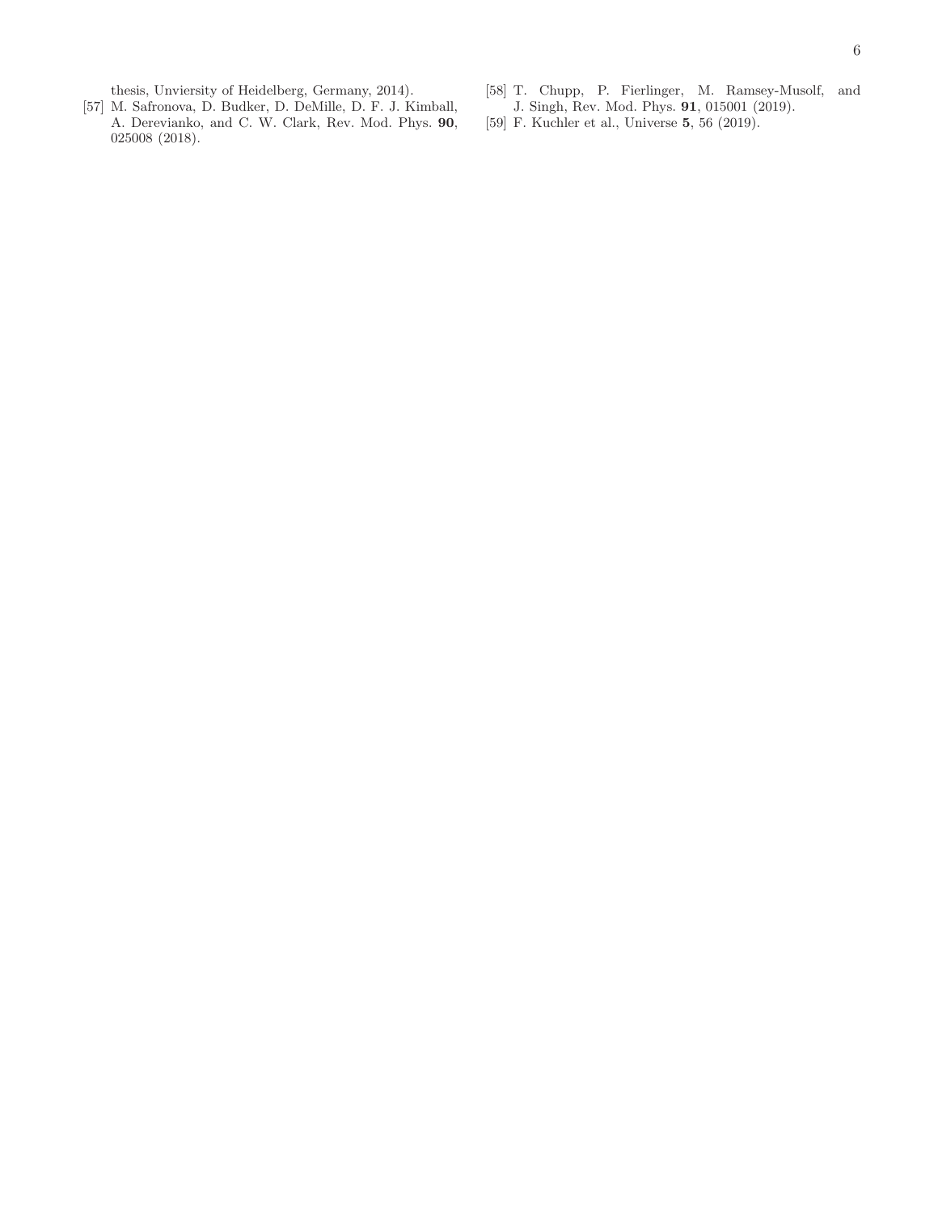thesis, Unviersity of Heidelberg, Germany, 2014).

[57] M. Safronova, D. Budker, D. DeMille, D. F. J. Kimball, A. Derevianko, and C. W. Clark, Rev. Mod. Phys. **90**, 025008 (2018).

[58] T. Chupp, P. Fierlinger, M. Ramsey-Musolf, and J. Singh, Rev. Mod. Phys. **91**, 015001 (2019).

[59] F. Kuchler et al., Universe **5**, 56 (2019).